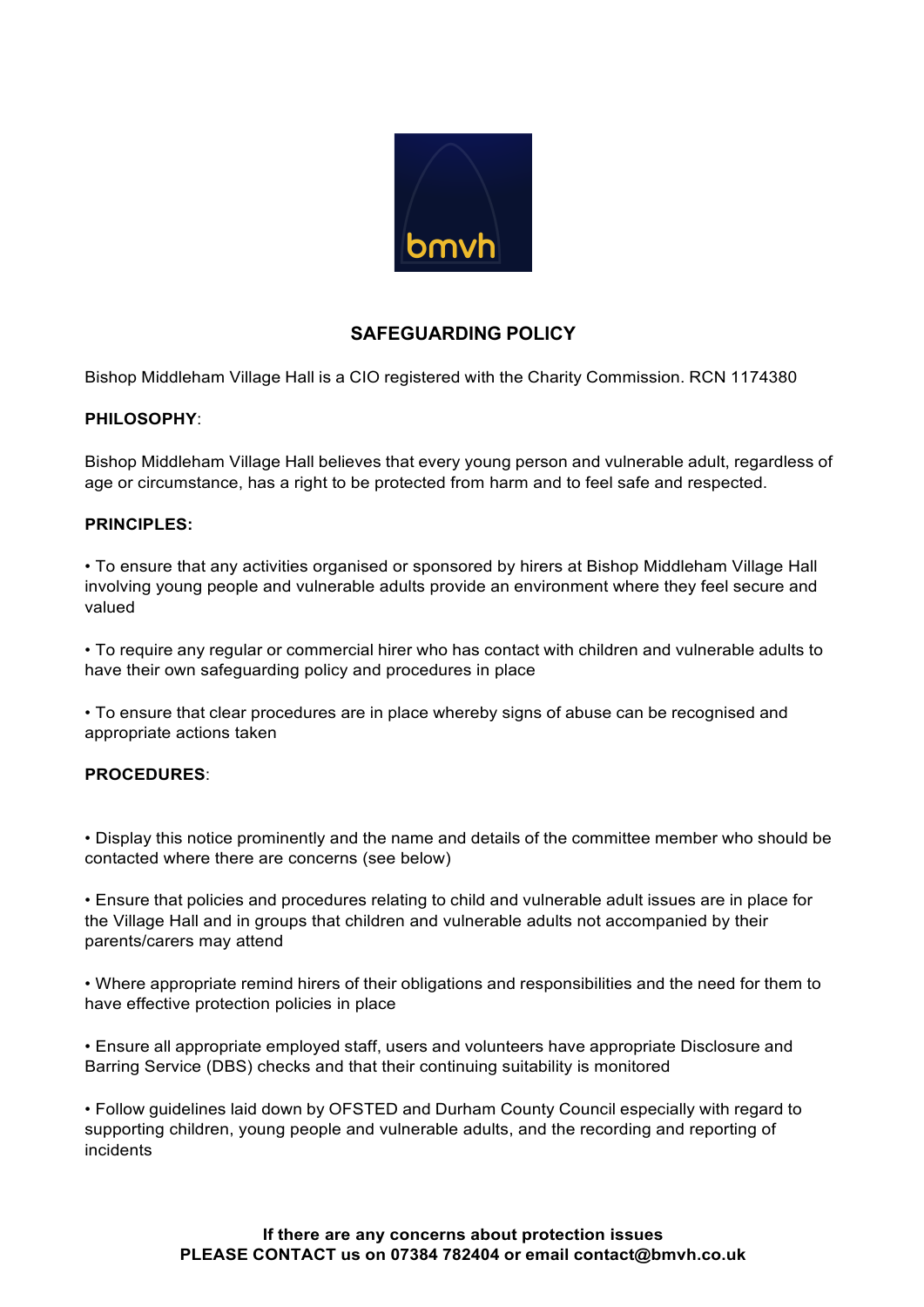# SAFEGUARDING POLICY

Bishop Middleham Village Hall is a CIO registered with the Charity Commission. RCN 1174380

**PHILOSOPHY**:

Bishop Middleham Village Hall believes that every young person and vulnerable adult, regardless of age or circumstance, has a right to be protected from harm and to feel safe and respected.

**PRINCIPLES:**

• To ensure that any activities organised or sponsored by hirers at Bishop Middleham Village Hall involving young people and vulnerable adults provide an environment where they feel secure and valued

• To require any regular or commercial hirer who has contact with children and vulnerable adults to have their own safeguarding policy and procedures in place

• To ensure that clear procedures are in place whereby signs of abuse can be recognised and appropriate actions taken

**PROCEDURES**:

• Display this notice prominently and the name and details of the committee member who should be contacted where there are concerns (see below)

• Ensure that policies and procedures relating to child and vulnerable adult issues are in place for the Village Hall and in groups that children and vulnerable adults not accompanied by their parents/carers may attend

• Where appropriate remind hirers of their obligations and responsibilities and the need for them to have effective protection policies in place

• Ensure all appropriate employed staff, users and volunteers have appropriate Disclosure and Barring Service (DBS) checks and that their continuing suitability is monitored

• Follow guidelines laid down by OFSTED and Durham County Council especially with regard to supporting children, young people and vulnerable adults, and the recording and reporting of incidents

**If there are any concerns about protection issues**
**PLEASE CONTACT us on 07384 782404 or email contact@bmvh.co.uk**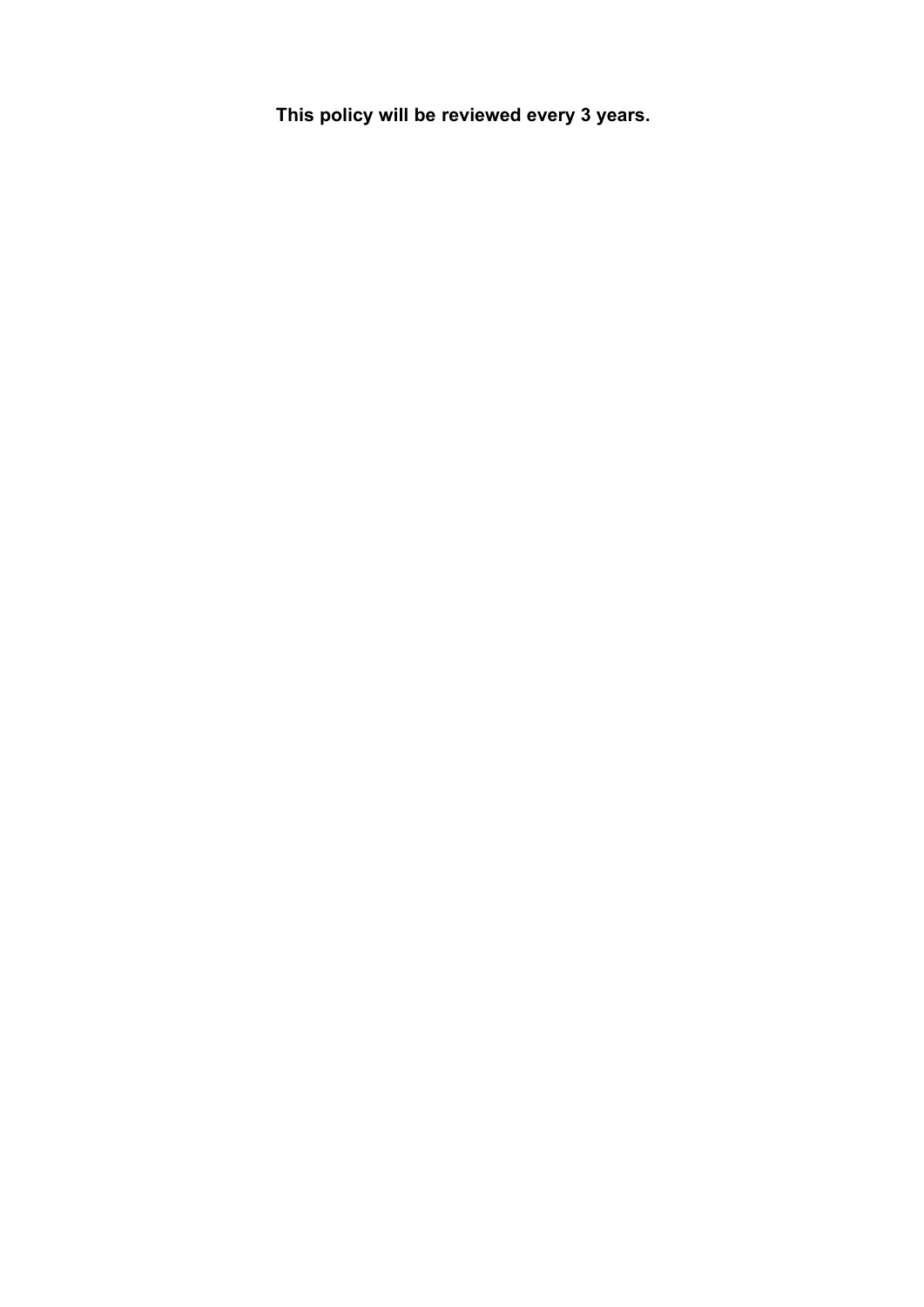**This policy will be reviewed every 3 years.**